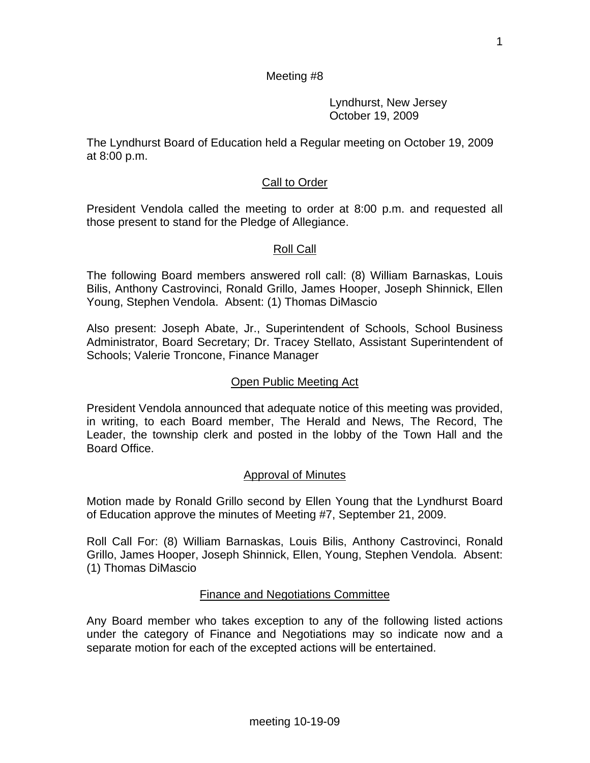Meeting #8

Lyndhurst, New Jersey
October 19, 2009

The Lyndhurst Board of Education held a Regular meeting on October 19, 2009 at 8:00 p.m.

## Call to Order

President Vendola called the meeting to order at 8:00 p.m. and requested all those present to stand for the Pledge of Allegiance.

## Roll Call

The following Board members answered roll call: (8) William Barnaskas, Louis Bilis, Anthony Castrovinci, Ronald Grillo, James Hooper, Joseph Shinnick, Ellen Young, Stephen Vendola. Absent: (1) Thomas DiMascio

Also present: Joseph Abate, Jr., Superintendent of Schools, School Business Administrator, Board Secretary; Dr. Tracey Stellato, Assistant Superintendent of Schools; Valerie Troncone, Finance Manager

## Open Public Meeting Act

President Vendola announced that adequate notice of this meeting was provided, in writing, to each Board member, The Herald and News, The Record, The Leader, the township clerk and posted in the lobby of the Town Hall and the Board Office.

## Approval of Minutes

Motion made by Ronald Grillo second by Ellen Young that the Lyndhurst Board of Education approve the minutes of Meeting #7, September 21, 2009.

Roll Call For: (8) William Barnaskas, Louis Bilis, Anthony Castrovinci, Ronald Grillo, James Hooper, Joseph Shinnick, Ellen, Young, Stephen Vendola. Absent: (1) Thomas DiMascio

## Finance and Negotiations Committee

Any Board member who takes exception to any of the following listed actions under the category of Finance and Negotiations may so indicate now and a separate motion for each of the excepted actions will be entertained.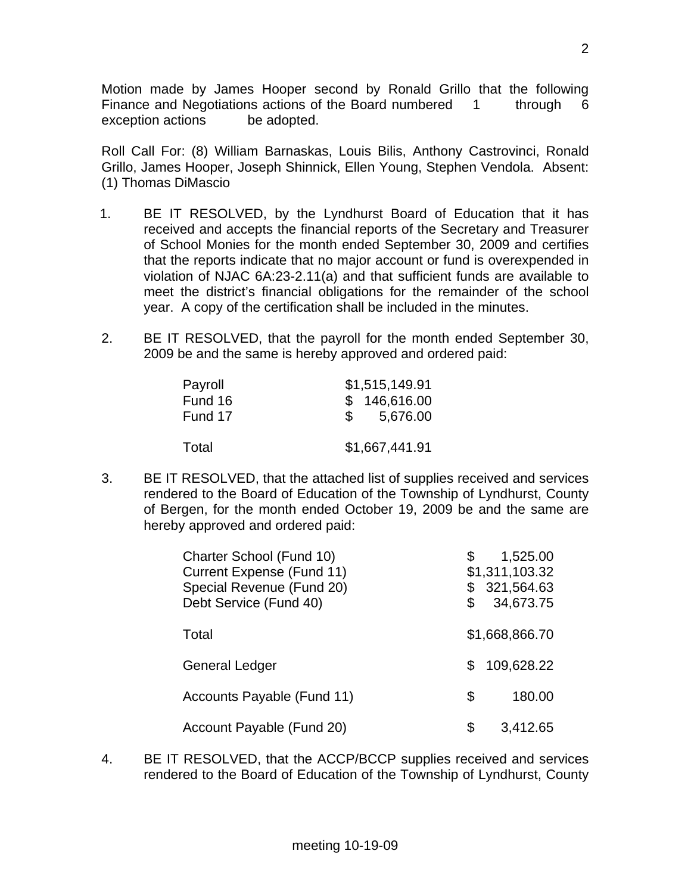Motion made by James Hooper second by Ronald Grillo that the following Finance and Negotiations actions of the Board numbered 1 through 6 exception actions be adopted.

Roll Call For: (8) William Barnaskas, Louis Bilis, Anthony Castrovinci, Ronald Grillo, James Hooper, Joseph Shinnick, Ellen Young, Stephen Vendola. Absent: (1) Thomas DiMascio

1. BE IT RESOLVED, by the Lyndhurst Board of Education that it has received and accepts the financial reports of the Secretary and Treasurer of School Monies for the month ended September 30, 2009 and certifies that the reports indicate that no major account or fund is overexpended in violation of NJAC 6A:23-2.11(a) and that sufficient funds are available to meet the district's financial obligations for the remainder of the school year. A copy of the certification shall be included in the minutes.

2. BE IT RESOLVED, that the payroll for the month ended September 30, 2009 be and the same is hereby approved and ordered paid:

| | |
|---|---|
| Payroll | $1,515,149.91 |
| Fund 16 | $ 146,616.00 |
| Fund 17 | $ 5,676.00 |
| Total | $1,667,441.91 |

3. BE IT RESOLVED, that the attached list of supplies received and services rendered to the Board of Education of the Township of Lyndhurst, County of Bergen, for the month ended October 19, 2009 be and the same are hereby approved and ordered paid:

| | |
|---|---|
| Charter School (Fund 10) | $ 1,525.00 |
| Current Expense (Fund 11) | $1,311,103.32 |
| Special Revenue (Fund 20) | $ 321,564.63 |
| Debt Service (Fund 40) | $ 34,673.75 |
| Total | $1,668,866.70 |
| General Ledger | $ 109,628.22 |
| Accounts Payable (Fund 11) | $ 180.00 |
| Account Payable (Fund 20) | $ 3,412.65 |

4. BE IT RESOLVED, that the ACCP/BCCP supplies received and services rendered to the Board of Education of the Township of Lyndhurst, County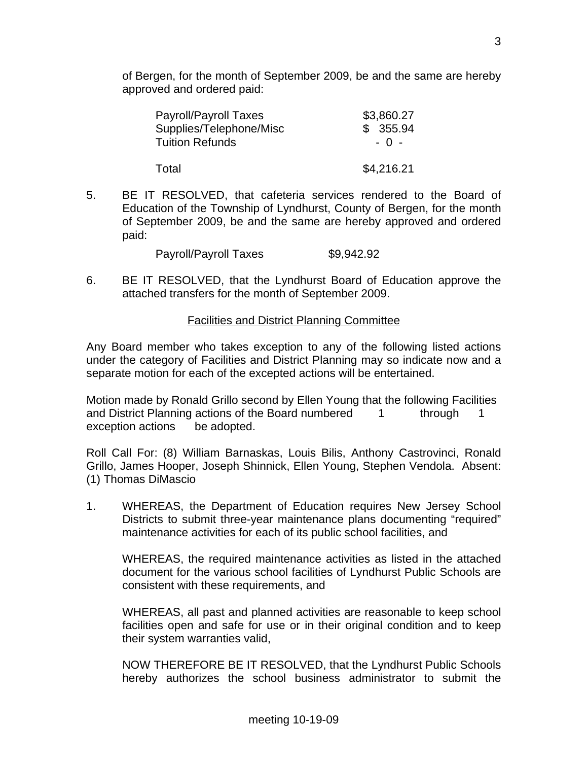of Bergen, for the month of September 2009, be and the same are hereby approved and ordered paid:

| | |
|---|---|
| Payroll/Payroll Taxes | \$3,860.27 |
| Supplies/Telephone/Misc | \$ 355.94 |
| Tuition Refunds | - 0 - |
| Total | \$4,216.21 |

5. BE IT RESOLVED, that cafeteria services rendered to the Board of Education of the Township of Lyndhurst, County of Bergen, for the month of September 2009, be and the same are hereby approved and ordered paid:

   Payroll/Payroll Taxes $9,942.92

6. BE IT RESOLVED, that the Lyndhurst Board of Education approve the attached transfers for the month of September 2009.

<u>Facilities and District Planning Committee</u>

Any Board member who takes exception to any of the following listed actions under the category of Facilities and District Planning may so indicate now and a separate motion for each of the excepted actions will be entertained.

Motion made by Ronald Grillo second by Ellen Young that the following Facilities and District Planning actions of the Board numbered 1 through 1 exception actions be adopted.

Roll Call For: (8) William Barnaskas, Louis Bilis, Anthony Castrovinci, Ronald Grillo, James Hooper, Joseph Shinnick, Ellen Young, Stephen Vendola. Absent: (1) Thomas DiMascio

1. WHEREAS, the Department of Education requires New Jersey School Districts to submit three-year maintenance plans documenting "required" maintenance activities for each of its public school facilities, and

   WHEREAS, the required maintenance activities as listed in the attached document for the various school facilities of Lyndhurst Public Schools are consistent with these requirements, and

   WHEREAS, all past and planned activities are reasonable to keep school facilities open and safe for use or in their original condition and to keep their system warranties valid,

   NOW THEREFORE BE IT RESOLVED, that the Lyndhurst Public Schools hereby authorizes the school business administrator to submit the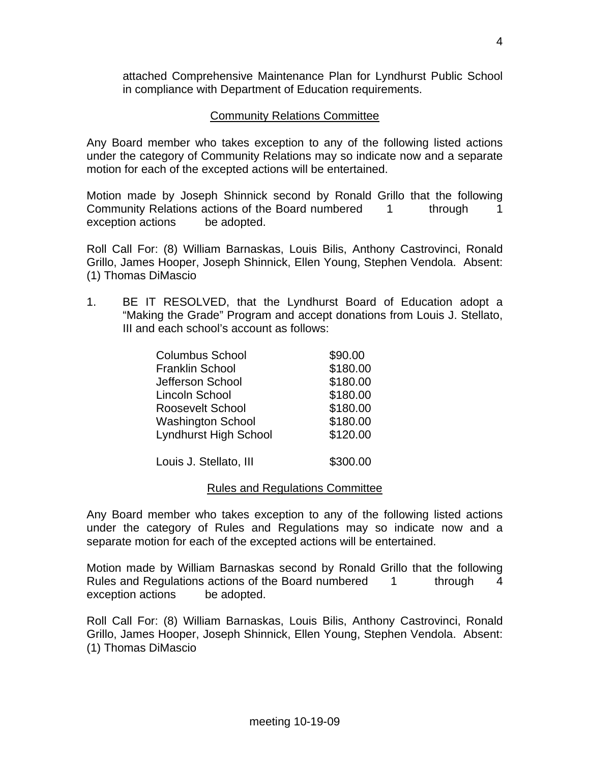attached Comprehensive Maintenance Plan for Lyndhurst Public School in compliance with Department of Education requirements.

## Community Relations Committee

Any Board member who takes exception to any of the following listed actions under the category of Community Relations may so indicate now and a separate motion for each of the excepted actions will be entertained.

Motion made by Joseph Shinnick second by Ronald Grillo that the following Community Relations actions of the Board numbered 1 through 1 exception actions be adopted.

Roll Call For: (8) William Barnaskas, Louis Bilis, Anthony Castrovinci, Ronald Grillo, James Hooper, Joseph Shinnick, Ellen Young, Stephen Vendola. Absent: (1) Thomas DiMascio

1. BE IT RESOLVED, that the Lyndhurst Board of Education adopt a "Making the Grade" Program and accept donations from Louis J. Stellato, III and each school's account as follows:

| | |
|---|---|
| Columbus School | $90.00 |
| Franklin School | $180.00 |
| Jefferson School | $180.00 |
| Lincoln School | $180.00 |
| Roosevelt School | $180.00 |
| Washington School | $180.00 |
| Lyndhurst High School | $120.00 |
| | |
| Louis J. Stellato, III | $300.00 |

## Rules and Regulations Committee

Any Board member who takes exception to any of the following listed actions under the category of Rules and Regulations may so indicate now and a separate motion for each of the excepted actions will be entertained.

Motion made by William Barnaskas second by Ronald Grillo that the following Rules and Regulations actions of the Board numbered 1 through 4 exception actions be adopted.

Roll Call For: (8) William Barnaskas, Louis Bilis, Anthony Castrovinci, Ronald Grillo, James Hooper, Joseph Shinnick, Ellen Young, Stephen Vendola. Absent: (1) Thomas DiMascio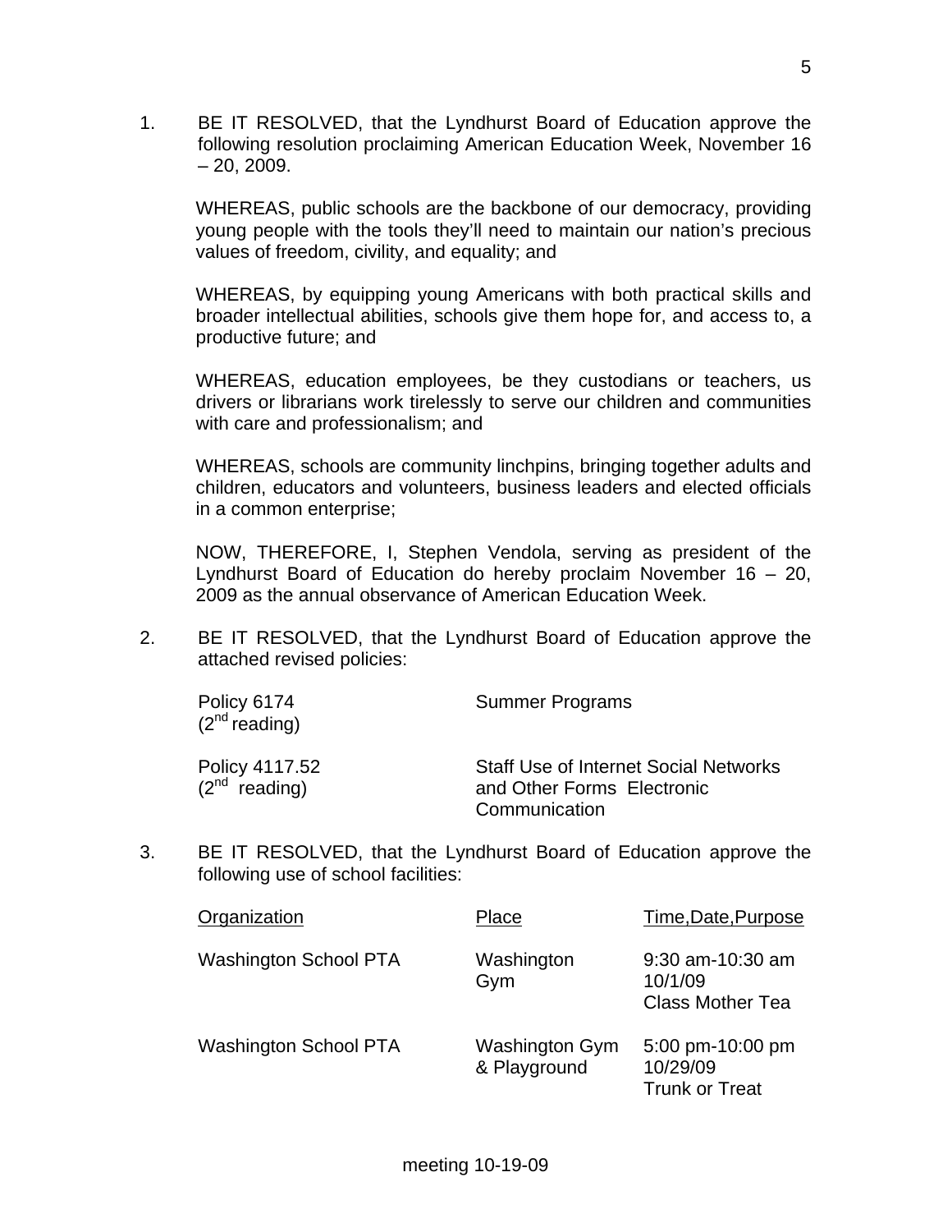1. BE IT RESOLVED, that the Lyndhurst Board of Education approve the following resolution proclaiming American Education Week, November 16 – 20, 2009.

   WHEREAS, public schools are the backbone of our democracy, providing young people with the tools they'll need to maintain our nation's precious values of freedom, civility, and equality; and

   WHEREAS, by equipping young Americans with both practical skills and broader intellectual abilities, schools give them hope for, and access to, a productive future; and

   WHEREAS, education employees, be they custodians or teachers, us drivers or librarians work tirelessly to serve our children and communities with care and professionalism; and

   WHEREAS, schools are community linchpins, bringing together adults and children, educators and volunteers, business leaders and elected officials in a common enterprise;

   NOW, THEREFORE, I, Stephen Vendola, serving as president of the Lyndhurst Board of Education do hereby proclaim November 16 – 20, 2009 as the annual observance of American Education Week.

2. BE IT RESOLVED, that the Lyndhurst Board of Education approve the attached revised policies:

| | |
|---|---|
| Policy 6174 (2nd reading) | Summer Programs |
| Policy 4117.52 (2nd reading) | Staff Use of Internet Social Networks and Other Forms Electronic Communication |

3. BE IT RESOLVED, that the Lyndhurst Board of Education approve the following use of school facilities:

| Organization | Place | Time,Date,Purpose |
|---|---|---|
| Washington School PTA | Washington Gym | 9:30 am-10:30 am 10/1/09 Class Mother Tea |
| Washington School PTA | Washington Gym & Playground | 5:00 pm-10:00 pm 10/29/09 Trunk or Treat |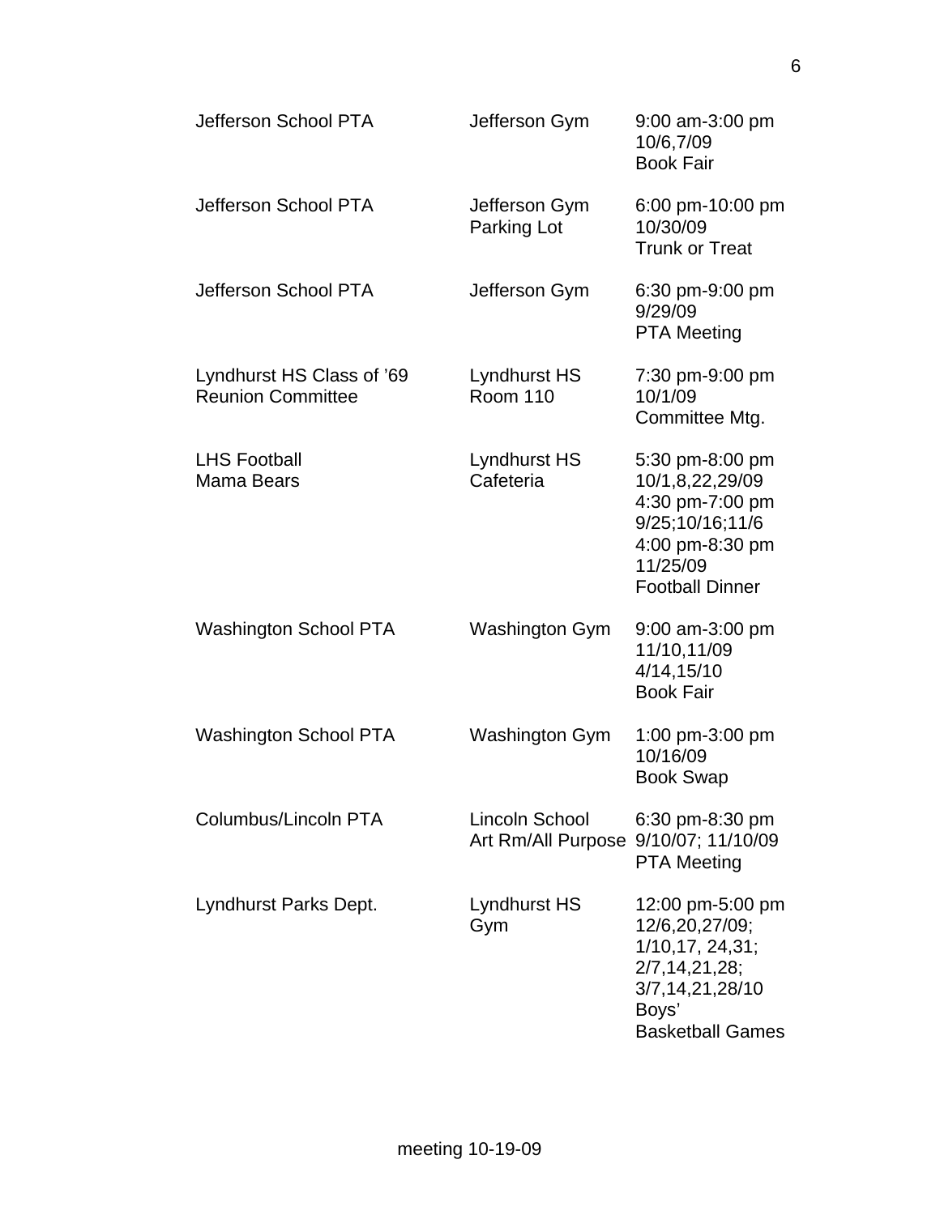| | | |
|---|---|---|
| Jefferson School PTA | Jefferson Gym | 9:00 am-3:00 pm<br>10/6,7/09<br>Book Fair |
| Jefferson School PTA | Jefferson Gym<br>Parking Lot | 6:00 pm-10:00 pm<br>10/30/09<br>Trunk or Treat |
| Jefferson School PTA | Jefferson Gym | 6:30 pm-9:00 pm<br>9/29/09<br>PTA Meeting |
| Lyndhurst HS Class of '69<br>Reunion Committee | Lyndhurst HS<br>Room 110 | 7:30 pm-9:00 pm<br>10/1/09<br>Committee Mtg. |
| LHS Football<br>Mama Bears | Lyndhurst HS<br>Cafeteria | 5:30 pm-8:00 pm<br>10/1,8,22,29/09<br>4:30 pm-7:00 pm<br>9/25;10/16;11/6<br>4:00 pm-8:30 pm<br>11/25/09<br>Football Dinner |
| Washington School PTA | Washington Gym | 9:00 am-3:00 pm<br>11/10,11/09<br>4/14,15/10<br>Book Fair |
| Washington School PTA | Washington Gym | 1:00 pm-3:00 pm<br>10/16/09<br>Book Swap |
| Columbus/Lincoln PTA | Lincoln School<br>Art Rm/All Purpose | 6:30 pm-8:30 pm<br>9/10/07; 11/10/09<br>PTA Meeting |
| Lyndhurst Parks Dept. | Lyndhurst HS<br>Gym | 12:00 pm-5:00 pm<br>12/6,20,27/09;<br>1/10,17, 24,31;<br>2/7,14,21,28;<br>3/7,14,21,28/10<br>Boys'<br>Basketball Games |

meeting 10-19-09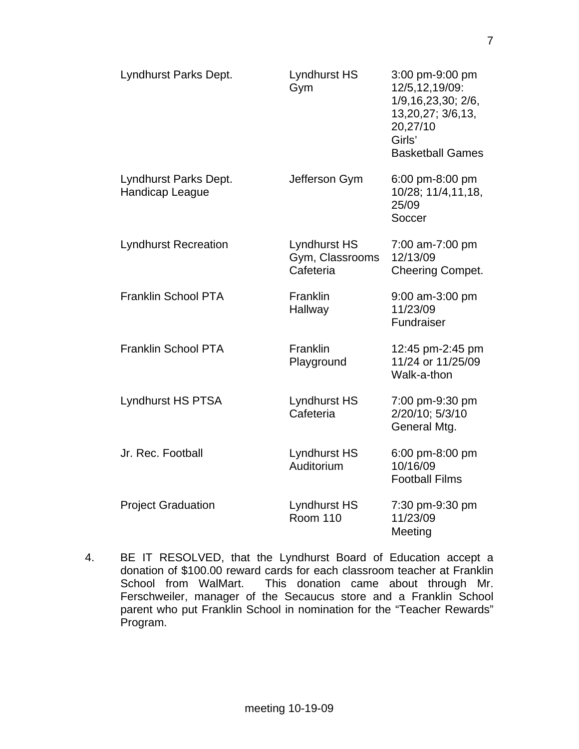| | | |
|---|---|---|
| Lyndhurst Parks Dept. | Lyndhurst HS Gym | 3:00 pm-9:00 pm 12/5,12,19/09: 1/9,16,23,30; 2/6, 13,20,27; 3/6,13, 20,27/10 Girls' Basketball Games |
| Lyndhurst Parks Dept. Handicap League | Jefferson Gym | 6:00 pm-8:00 pm 10/28; 11/4,11,18, 25/09 Soccer |
| Lyndhurst Recreation | Lyndhurst HS Gym, Classrooms Cafeteria | 7:00 am-7:00 pm 12/13/09 Cheering Compet. |
| Franklin School PTA | Franklin Hallway | 9:00 am-3:00 pm 11/23/09 Fundraiser |
| Franklin School PTA | Franklin Playground | 12:45 pm-2:45 pm 11/24 or 11/25/09 Walk-a-thon |
| Lyndhurst HS PTSA | Lyndhurst HS Cafeteria | 7:00 pm-9:30 pm 2/20/10; 5/3/10 General Mtg. |
| Jr. Rec. Football | Lyndhurst HS Auditorium | 6:00 pm-8:00 pm 10/16/09 Football Films |
| Project Graduation | Lyndhurst HS Room 110 | 7:30 pm-9:30 pm 11/23/09 Meeting |

4. BE IT RESOLVED, that the Lyndhurst Board of Education accept a donation of $100.00 reward cards for each classroom teacher at Franklin School from WalMart. This donation came about through Mr. Ferschweiler, manager of the Secaucus store and a Franklin School parent who put Franklin School in nomination for the "Teacher Rewards" Program.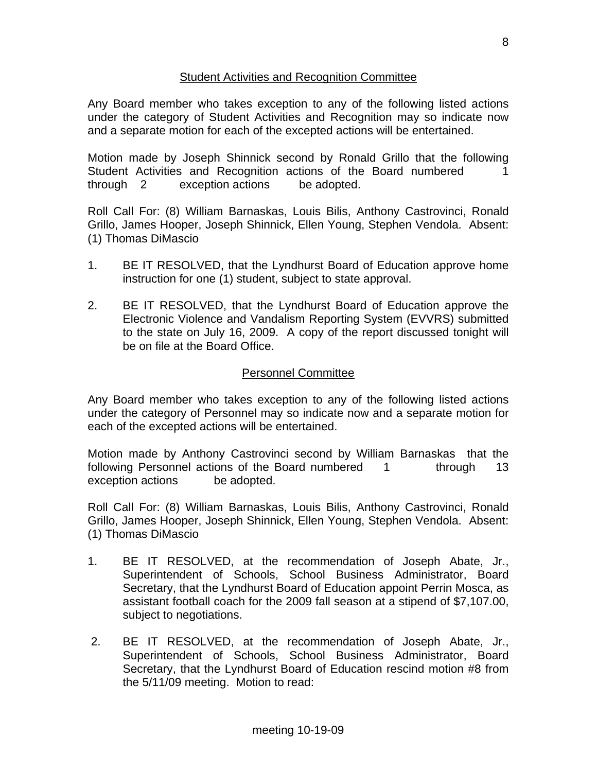## Student Activities and Recognition Committee

Any Board member who takes exception to any of the following listed actions under the category of Student Activities and Recognition may so indicate now and a separate motion for each of the excepted actions will be entertained.

Motion made by Joseph Shinnick second by Ronald Grillo that the following Student Activities and Recognition actions of the Board numbered 1 through 2 exception actions be adopted.

Roll Call For: (8) William Barnaskas, Louis Bilis, Anthony Castrovinci, Ronald Grillo, James Hooper, Joseph Shinnick, Ellen Young, Stephen Vendola. Absent: (1) Thomas DiMascio

1. BE IT RESOLVED, that the Lyndhurst Board of Education approve home instruction for one (1) student, subject to state approval.

2. BE IT RESOLVED, that the Lyndhurst Board of Education approve the Electronic Violence and Vandalism Reporting System (EVVRS) submitted to the state on July 16, 2009. A copy of the report discussed tonight will be on file at the Board Office.

## Personnel Committee

Any Board member who takes exception to any of the following listed actions under the category of Personnel may so indicate now and a separate motion for each of the excepted actions will be entertained.

Motion made by Anthony Castrovinci second by William Barnaskas that the following Personnel actions of the Board numbered 1 through 13 exception actions be adopted.

Roll Call For: (8) William Barnaskas, Louis Bilis, Anthony Castrovinci, Ronald Grillo, James Hooper, Joseph Shinnick, Ellen Young, Stephen Vendola. Absent: (1) Thomas DiMascio

1. BE IT RESOLVED, at the recommendation of Joseph Abate, Jr., Superintendent of Schools, School Business Administrator, Board Secretary, that the Lyndhurst Board of Education appoint Perrin Mosca, as assistant football coach for the 2009 fall season at a stipend of $7,107.00, subject to negotiations.

2. BE IT RESOLVED, at the recommendation of Joseph Abate, Jr., Superintendent of Schools, School Business Administrator, Board Secretary, that the Lyndhurst Board of Education rescind motion #8 from the 5/11/09 meeting. Motion to read: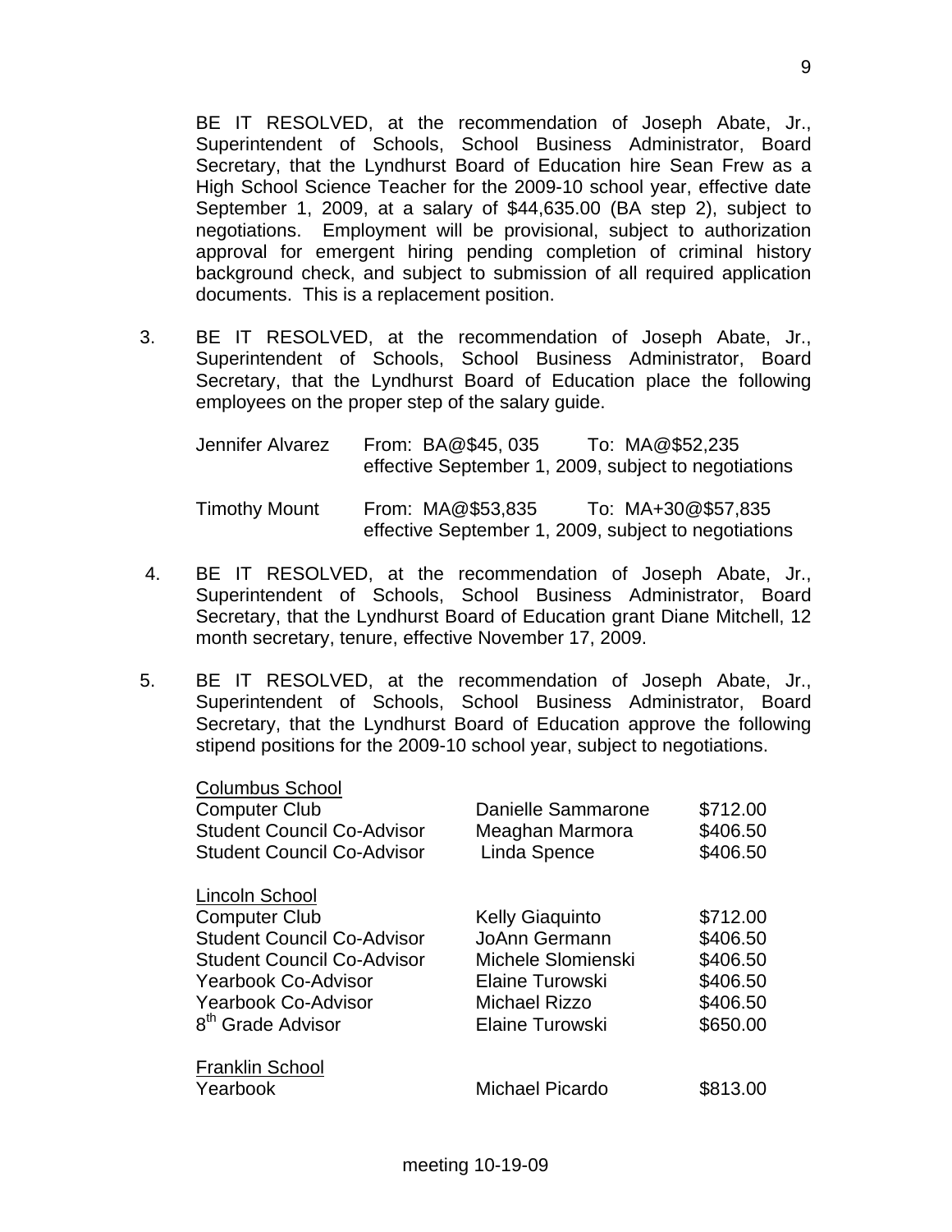BE IT RESOLVED, at the recommendation of Joseph Abate, Jr., Superintendent of Schools, School Business Administrator, Board Secretary, that the Lyndhurst Board of Education hire Sean Frew as a High School Science Teacher for the 2009-10 school year, effective date September 1, 2009, at a salary of $44,635.00 (BA step 2), subject to negotiations. Employment will be provisional, subject to authorization approval for emergent hiring pending completion of criminal history background check, and subject to submission of all required application documents. This is a replacement position.

3. BE IT RESOLVED, at the recommendation of Joseph Abate, Jr., Superintendent of Schools, School Business Administrator, Board Secretary, that the Lyndhurst Board of Education place the following employees on the proper step of the salary guide.

   | | | |
   |---|---|---|
   | Jennifer Alvarez | From: BA@$45, 035 | To: MA@$52,235 |
   | | effective September 1, 2009, subject to negotiations | |
   | Timothy Mount | From: MA@$53,835 | To: MA+30@$57,835 |
   | | effective September 1, 2009, subject to negotiations | |

4. BE IT RESOLVED, at the recommendation of Joseph Abate, Jr., Superintendent of Schools, School Business Administrator, Board Secretary, that the Lyndhurst Board of Education grant Diane Mitchell, 12 month secretary, tenure, effective November 17, 2009.

5. BE IT RESOLVED, at the recommendation of Joseph Abate, Jr., Superintendent of Schools, School Business Administrator, Board Secretary, that the Lyndhurst Board of Education approve the following stipend positions for the 2009-10 school year, subject to negotiations.

   | | | |
   |---|---|---|
   | <u>Columbus School</u> | | |
   | Computer Club | Danielle Sammarone | $712.00 |
   | Student Council Co-Advisor | Meaghan Marmora | $406.50 |
   | Student Council Co-Advisor | Linda Spence | $406.50 |
   | <u>Lincoln School</u> | | |
   | Computer Club | Kelly Giaquinto | $712.00 |
   | Student Council Co-Advisor | JoAnn Germann | $406.50 |
   | Student Council Co-Advisor | Michele Slomienski | $406.50 |
   | Yearbook Co-Advisor | Elaine Turowski | $406.50 |
   | Yearbook Co-Advisor | Michael Rizzo | $406.50 |
   | 8th Grade Advisor | Elaine Turowski | $650.00 |
   | <u>Franklin School</u> | | |
   | Yearbook | Michael Picardo | $813.00 |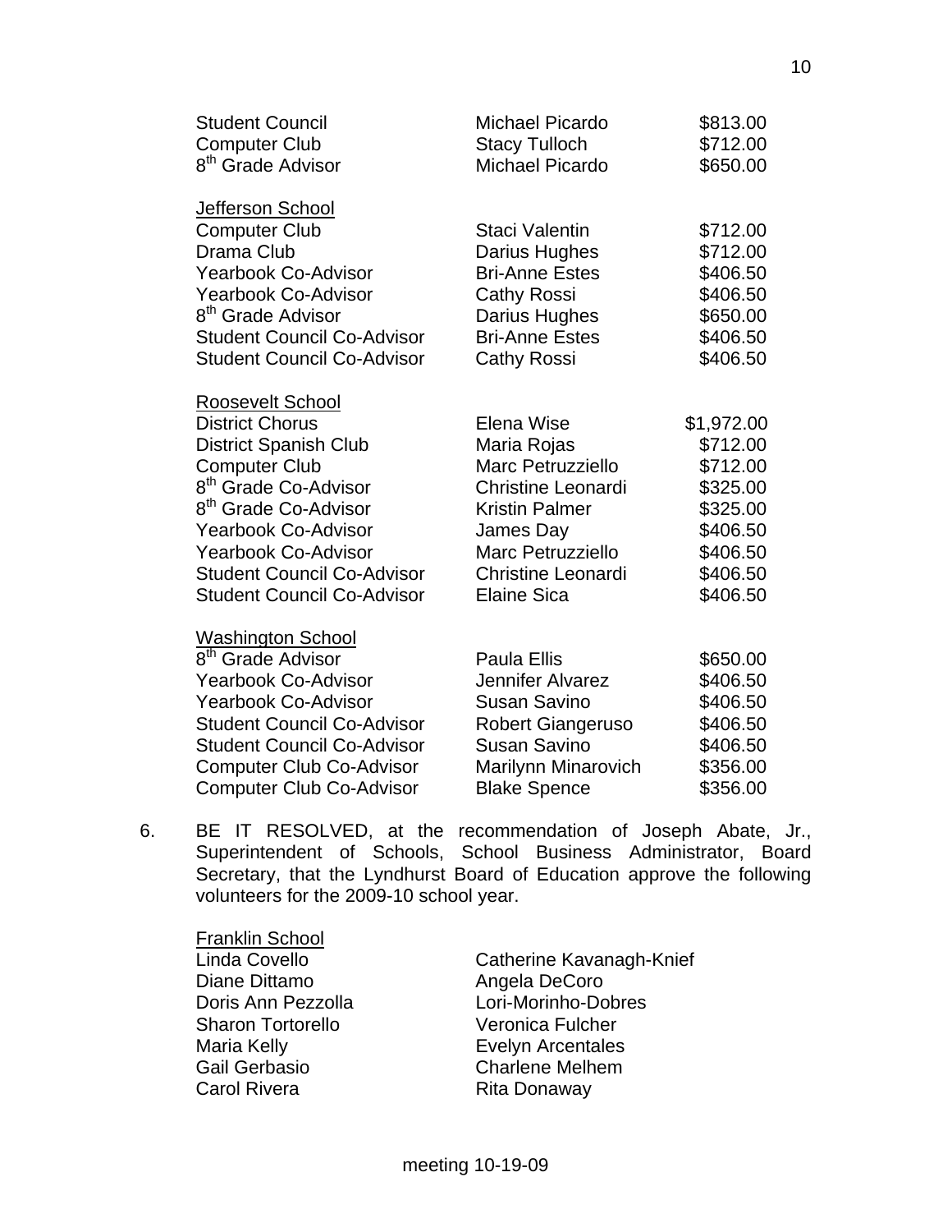| | | |
|---|---|---|
| Student Council | Michael Picardo | $813.00 |
| Computer Club | Stacy Tulloch | $712.00 |
| 8th Grade Advisor | Michael Picardo | $650.00 |

<u>Jefferson School</u>

| | | |
|---|---|---|
| Computer Club | Staci Valentin | $712.00 |
| Drama Club | Darius Hughes | $712.00 |
| Yearbook Co-Advisor | Bri-Anne Estes | $406.50 |
| Yearbook Co-Advisor | Cathy Rossi | $406.50 |
| 8th Grade Advisor | Darius Hughes | $650.00 |
| Student Council Co-Advisor | Bri-Anne Estes | $406.50 |
| Student Council Co-Advisor | Cathy Rossi | $406.50 |

<u>Roosevelt School</u>

| | | |
|---|---|---|
| District Chorus | Elena Wise | $1,972.00 |
| District Spanish Club | Maria Rojas | $712.00 |
| Computer Club | Marc Petruzziello | $712.00 |
| 8th Grade Co-Advisor | Christine Leonardi | $325.00 |
| 8th Grade Co-Advisor | Kristin Palmer | $325.00 |
| Yearbook Co-Advisor | James Day | $406.50 |
| Yearbook Co-Advisor | Marc Petruzziello | $406.50 |
| Student Council Co-Advisor | Christine Leonardi | $406.50 |
| Student Council Co-Advisor | Elaine Sica | $406.50 |

<u>Washington School</u>

| | | |
|---|---|---|
| 8th Grade Advisor | Paula Ellis | $650.00 |
| Yearbook Co-Advisor | Jennifer Alvarez | $406.50 |
| Yearbook Co-Advisor | Susan Savino | $406.50 |
| Student Council Co-Advisor | Robert Giangeruso | $406.50 |
| Student Council Co-Advisor | Susan Savino | $406.50 |
| Computer Club Co-Advisor | Marilynn Minarovich | $356.00 |
| Computer Club Co-Advisor | Blake Spence | $356.00 |

6. BE IT RESOLVED, at the recommendation of Joseph Abate, Jr., Superintendent of Schools, School Business Administrator, Board Secretary, that the Lyndhurst Board of Education approve the following volunteers for the 2009-10 school year.

<u>Franklin School</u>

| | |
|---|---|
| Linda Covello | Catherine Kavanagh-Knief |
| Diane Dittamo | Angela DeCoro |
| Doris Ann Pezzolla | Lori-Morinho-Dobres |
| Sharon Tortorello | Veronica Fulcher |
| Maria Kelly | Evelyn Arcentales |
| Gail Gerbasio | Charlene Melhem |
| Carol Rivera | Rita Donaway |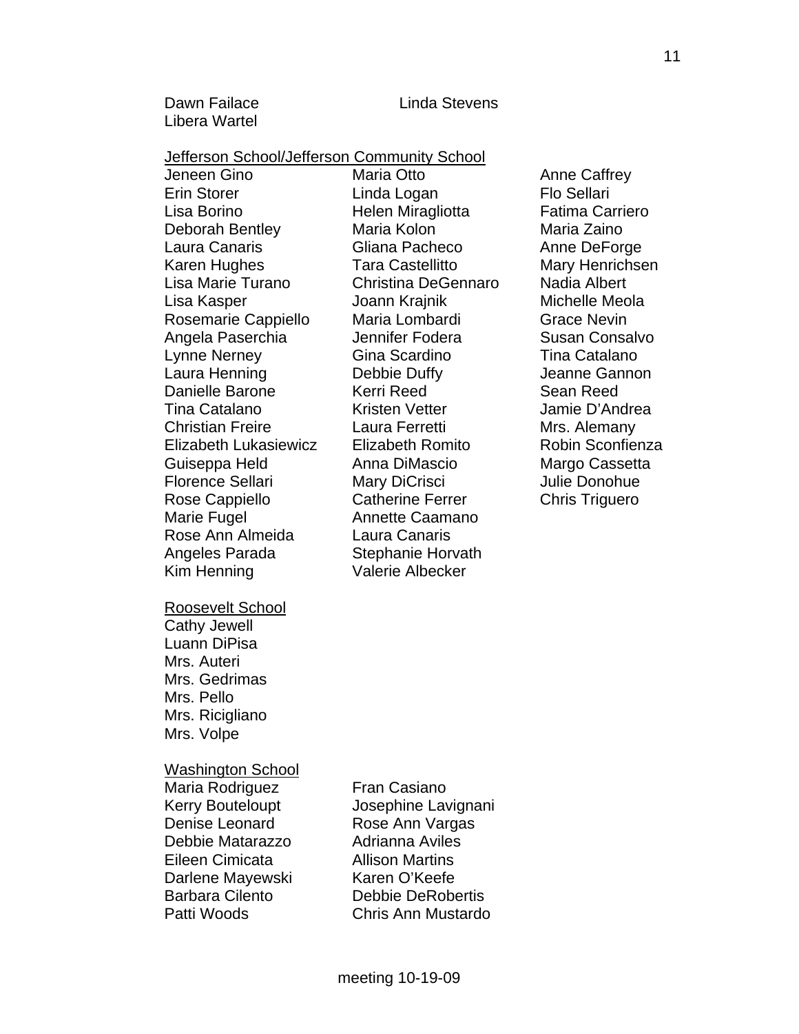Dawn Failace
Linda Stevens
Libera Wartel

Jefferson School/Jefferson Community School

Jeneen Gino
Erin Storer
Lisa Borino
Deborah Bentley
Laura Canaris
Karen Hughes
Lisa Marie Turano
Lisa Kasper
Rosemarie Cappiello
Angela Paserchia
Lynne Nerney
Laura Henning
Danielle Barone
Tina Catalano
Christian Freire
Elizabeth Lukasiewicz
Guiseppa Held
Florence Sellari
Rose Cappiello
Marie Fugel
Rose Ann Almeida
Angeles Parada
Kim Henning
Maria Otto
Linda Logan
Helen Miragliotta
Maria Kolon
Gliana Pacheco
Tara Castellitto
Christina DeGennaro
Joann Krajnik
Maria Lombardi
Jennifer Fodera
Gina Scardino
Debbie Duffy
Kerri Reed
Kristen Vetter
Laura Ferretti
Elizabeth Romito
Anna DiMascio
Mary DiCrisci
Catherine Ferrer
Annette Caamano
Laura Canaris
Stephanie Horvath
Valerie Albecker
Anne Caffrey
Flo Sellari
Fatima Carriero
Maria Zaino
Anne DeForge
Mary Henrichsen
Nadia Albert
Michelle Meola
Grace Nevin
Susan Consalvo
Tina Catalano
Jeanne Gannon
Sean Reed
Jamie D'Andrea
Mrs. Alemany
Robin Sconfienza
Margo Cassetta
Julie Donohue
Chris Triguero

Roosevelt School

Cathy Jewell
Luann DiPisa
Mrs. Auteri
Mrs. Gedrimas
Mrs. Pello
Mrs. Ricigliano
Mrs. Volpe

Washington School

Maria Rodriguez
Kerry Bouteloupt
Denise Leonard
Debbie Matarazzo
Eileen Cimicata
Darlene Mayewski
Barbara Cilento
Patti Woods
Fran Casiano
Josephine Lavignani
Rose Ann Vargas
Adrianna Aviles
Allison Martins
Karen O'Keefe
Debbie DeRobertis
Chris Ann Mustardo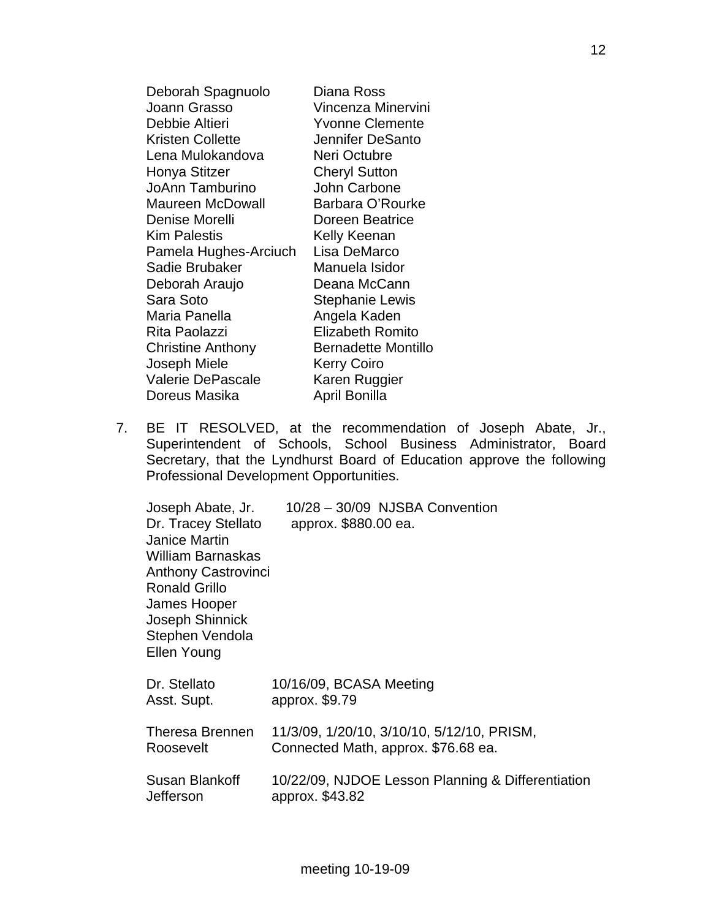| | |
|---|---|
| Deborah Spagnuolo | Diana Ross |
| Joann Grasso | Vincenza Minervini |
| Debbie Altieri | Yvonne Clemente |
| Kristen Collette | Jennifer DeSanto |
| Lena Mulokandova | Neri Octubre |
| Honya Stitzer | Cheryl Sutton |
| JoAnn Tamburino | John Carbone |
| Maureen McDowall | Barbara O'Rourke |
| Denise Morelli | Doreen Beatrice |
| Kim Palestis | Kelly Keenan |
| Pamela Hughes-Arciuch | Lisa DeMarco |
| Sadie Brubaker | Manuela Isidor |
| Deborah Araujo | Deana McCann |
| Sara Soto | Stephanie Lewis |
| Maria Panella | Angela Kaden |
| Rita Paolazzi | Elizabeth Romito |
| Christine Anthony | Bernadette Montillo |
| Joseph Miele | Kerry Coiro |
| Valerie DePascale | Karen Ruggier |
| Doreus Masika | April Bonilla |

7. BE IT RESOLVED, at the recommendation of Joseph Abate, Jr., Superintendent of Schools, School Business Administrator, Board Secretary, that the Lyndhurst Board of Education approve the following Professional Development Opportunities.

| | |
|---|---|
| Joseph Abate, Jr.<br>Dr. Tracey Stellato<br>Janice Martin<br>William Barnaskas<br>Anthony Castrovinci<br>Ronald Grillo<br>James Hooper<br>Joseph Shinnick<br>Stephen Vendola<br>Ellen Young | 10/28 – 30/09 NJSBA Convention<br>approx. $880.00 ea. |
| Dr. Stellato<br>Asst. Supt. | 10/16/09, BCASA Meeting<br>approx. $9.79 |
| Theresa Brennen<br>Roosevelt | 11/3/09, 1/20/10, 3/10/10, 5/12/10, PRISM, Connected Math, approx. $76.68 ea. |
| Susan Blankoff<br>Jefferson | 10/22/09, NJDOE Lesson Planning & Differentiation<br>approx. $43.82 |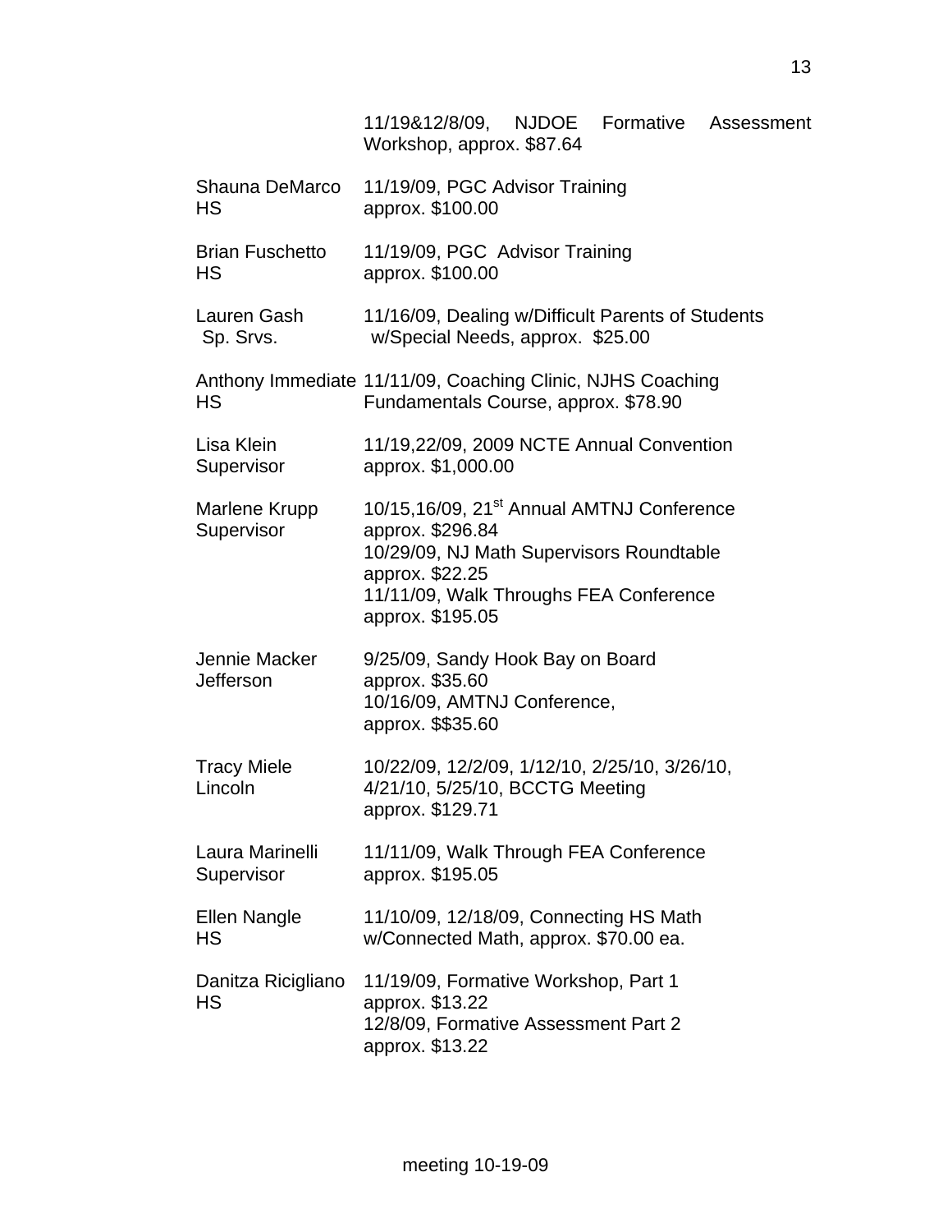| | |
|---|---|
| | 11/19&12/8/09, NJDOE Formative Assessment Workshop, approx. $87.64 |
| Shauna DeMarco HS | 11/19/09, PGC Advisor Training approx. $100.00 |
| Brian Fuschetto HS | 11/19/09, PGC Advisor Training approx. $100.00 |
| Lauren Gash Sp. Srvs. | 11/16/09, Dealing w/Difficult Parents of Students w/Special Needs, approx. $25.00 |
| Anthony Immediate HS | 11/11/09, Coaching Clinic, NJHS Coaching Fundamentals Course, approx. $78.90 |
| Lisa Klein Supervisor | 11/19,22/09, 2009 NCTE Annual Convention approx. $1,000.00 |
| Marlene Krupp Supervisor | 10/15,16/09, 21st Annual AMTNJ Conference approx. $296.84<br>10/29/09, NJ Math Supervisors Roundtable approx. $22.25<br>11/11/09, Walk Throughs FEA Conference approx. $195.05 |
| Jennie Macker Jefferson | 9/25/09, Sandy Hook Bay on Board approx. $35.60<br>10/16/09, AMTNJ Conference, approx. $$35.60 |
| Tracy Miele Lincoln | 10/22/09, 12/2/09, 1/12/10, 2/25/10, 3/26/10, 4/21/10, 5/25/10, BCCTG Meeting approx. $129.71 |
| Laura Marinelli Supervisor | 11/11/09, Walk Through FEA Conference approx. $195.05 |
| Ellen Nangle HS | 11/10/09, 12/18/09, Connecting HS Math w/Connected Math, approx. $70.00 ea. |
| Danitza Ricigliano HS | 11/19/09, Formative Workshop, Part 1 approx. $13.22<br>12/8/09, Formative Assessment Part 2 approx. $13.22 |

meeting 10-19-09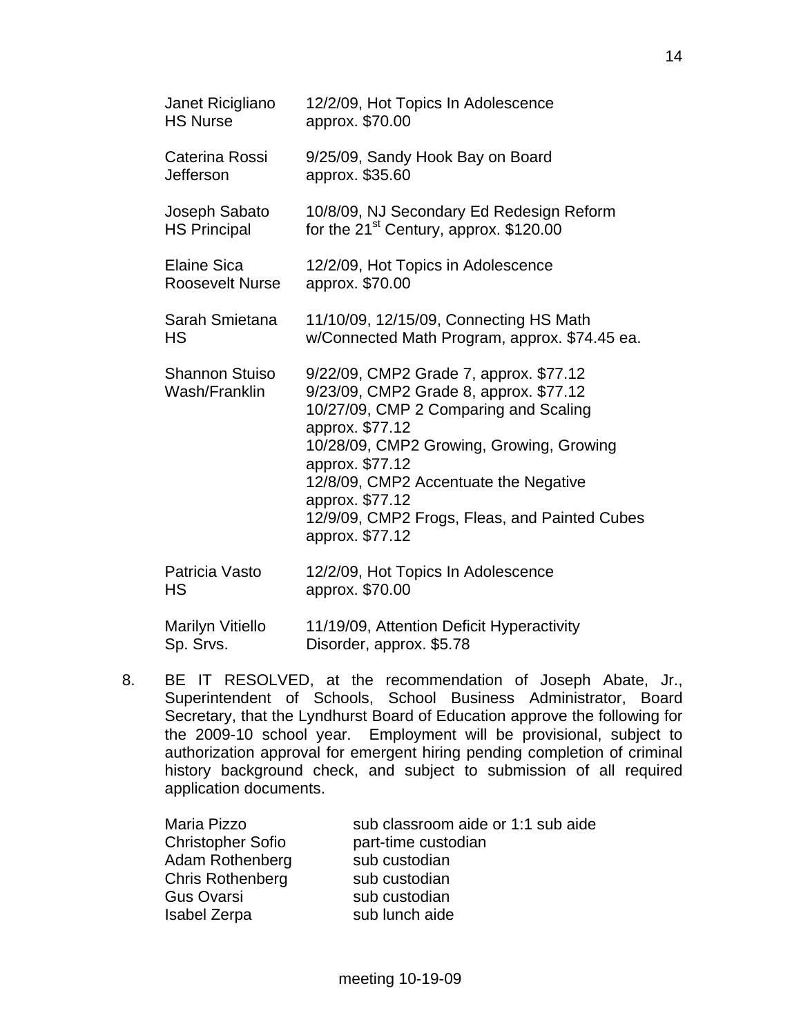| | |
|---|---|
| Janet Ricigliano<br>HS Nurse | 12/2/09, Hot Topics In Adolescence<br>approx. $70.00 |
| Caterina Rossi<br>Jefferson | 9/25/09, Sandy Hook Bay on Board<br>approx. $35.60 |
| Joseph Sabato<br>HS Principal | 10/8/09, NJ Secondary Ed Redesign Reform<br>for the 21st Century, approx. $120.00 |
| Elaine Sica<br>Roosevelt Nurse | 12/2/09, Hot Topics in Adolescence<br>approx. $70.00 |
| Sarah Smietana<br>HS | 11/10/09, 12/15/09, Connecting HS Math<br>w/Connected Math Program, approx. $74.45 ea. |
| Shannon Stuiso<br>Wash/Franklin | 9/22/09, CMP2 Grade 7, approx. $77.12<br>9/23/09, CMP2 Grade 8, approx. $77.12<br>10/27/09, CMP 2 Comparing and Scaling<br>approx. $77.12<br>10/28/09, CMP2 Growing, Growing, Growing<br>approx. $77.12<br>12/8/09, CMP2 Accentuate the Negative<br>approx. $77.12<br>12/9/09, CMP2 Frogs, Fleas, and Painted Cubes<br>approx. $77.12 |
| Patricia Vasto<br>HS | 12/2/09, Hot Topics In Adolescence<br>approx. $70.00 |
| Marilyn Vitiello<br>Sp. Srvs. | 11/19/09, Attention Deficit Hyperactivity<br>Disorder, approx. $5.78 |

8. BE IT RESOLVED, at the recommendation of Joseph Abate, Jr., Superintendent of Schools, School Business Administrator, Board Secretary, that the Lyndhurst Board of Education approve the following for the 2009-10 school year. Employment will be provisional, subject to authorization approval for emergent hiring pending completion of criminal history background check, and subject to submission of all required application documents.

| | |
|---|---|
| Maria Pizzo | sub classroom aide or 1:1 sub aide |
| Christopher Sofio | part-time custodian |
| Adam Rothenberg | sub custodian |
| Chris Rothenberg | sub custodian |
| Gus Ovarsi | sub custodian |
| Isabel Zerpa | sub lunch aide |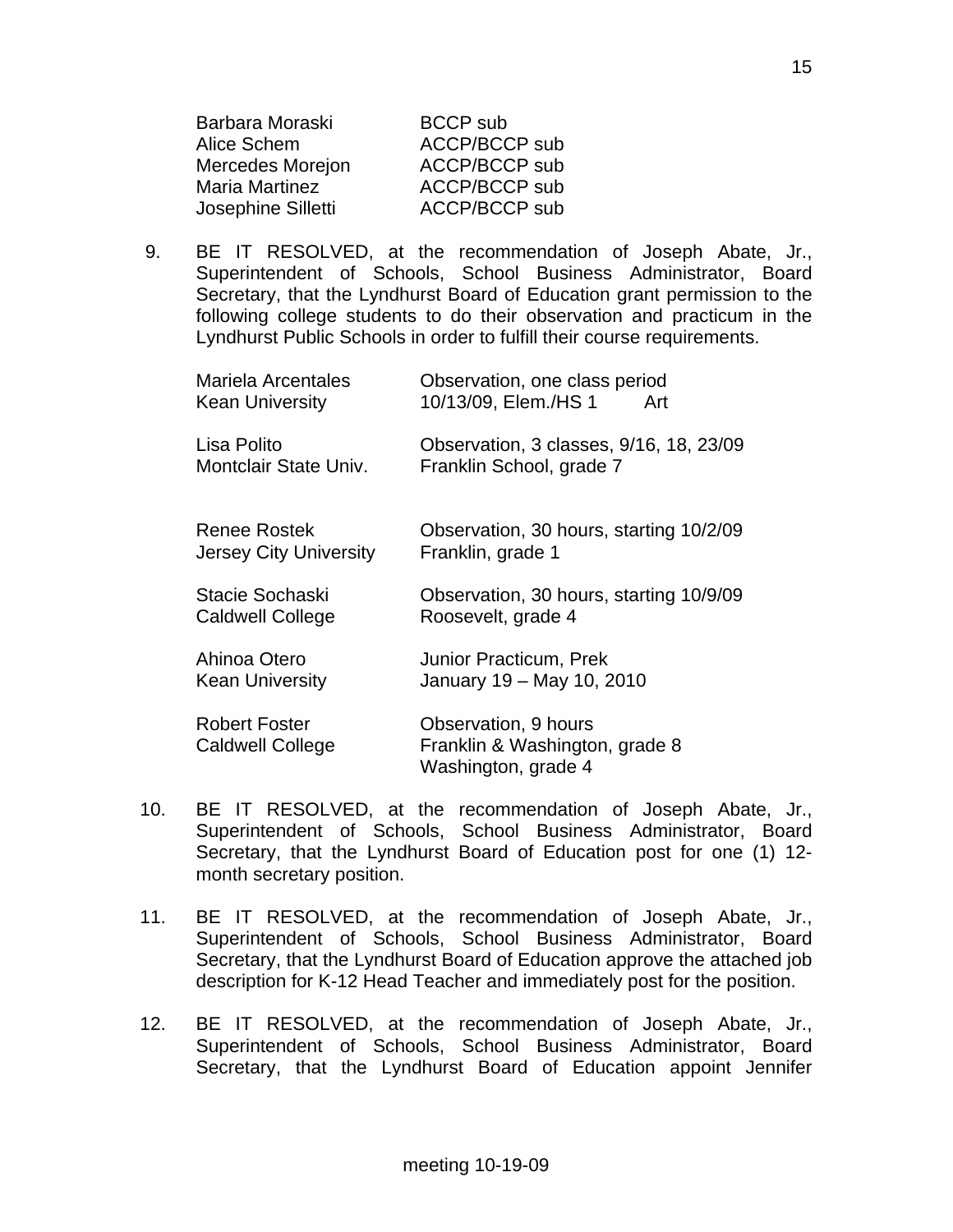| | |
|---|---|
| Barbara Moraski | BCCP sub |
| Alice Schem | ACCP/BCCP sub |
| Mercedes Morejon | ACCP/BCCP sub |
| Maria Martinez | ACCP/BCCP sub |
| Josephine Silletti | ACCP/BCCP sub |

9. BE IT RESOLVED, at the recommendation of Joseph Abate, Jr., Superintendent of Schools, School Business Administrator, Board Secretary, that the Lyndhurst Board of Education grant permission to the following college students to do their observation and practicum in the Lyndhurst Public Schools in order to fulfill their course requirements.

| | |
|---|---|
| Mariela Arcentales<br>Kean University | Observation, one class period<br>10/13/09, Elem./HS 1 Art |
| Lisa Polito<br>Montclair State Univ. | Observation, 3 classes, 9/16, 18, 23/09<br>Franklin School, grade 7 |
| Renee Rostek<br>Jersey City University | Observation, 30 hours, starting 10/2/09<br>Franklin, grade 1 |
| Stacie Sochaski<br>Caldwell College | Observation, 30 hours, starting 10/9/09<br>Roosevelt, grade 4 |
| Ahinoa Otero<br>Kean University | Junior Practicum, Prek<br>January 19 – May 10, 2010 |
| Robert Foster<br>Caldwell College | Observation, 9 hours<br>Franklin & Washington, grade 8<br>Washington, grade 4 |

10. BE IT RESOLVED, at the recommendation of Joseph Abate, Jr., Superintendent of Schools, School Business Administrator, Board Secretary, that the Lyndhurst Board of Education post for one (1) 12-month secretary position.

11. BE IT RESOLVED, at the recommendation of Joseph Abate, Jr., Superintendent of Schools, School Business Administrator, Board Secretary, that the Lyndhurst Board of Education approve the attached job description for K-12 Head Teacher and immediately post for the position.

12. BE IT RESOLVED, at the recommendation of Joseph Abate, Jr., Superintendent of Schools, School Business Administrator, Board Secretary, that the Lyndhurst Board of Education appoint Jennifer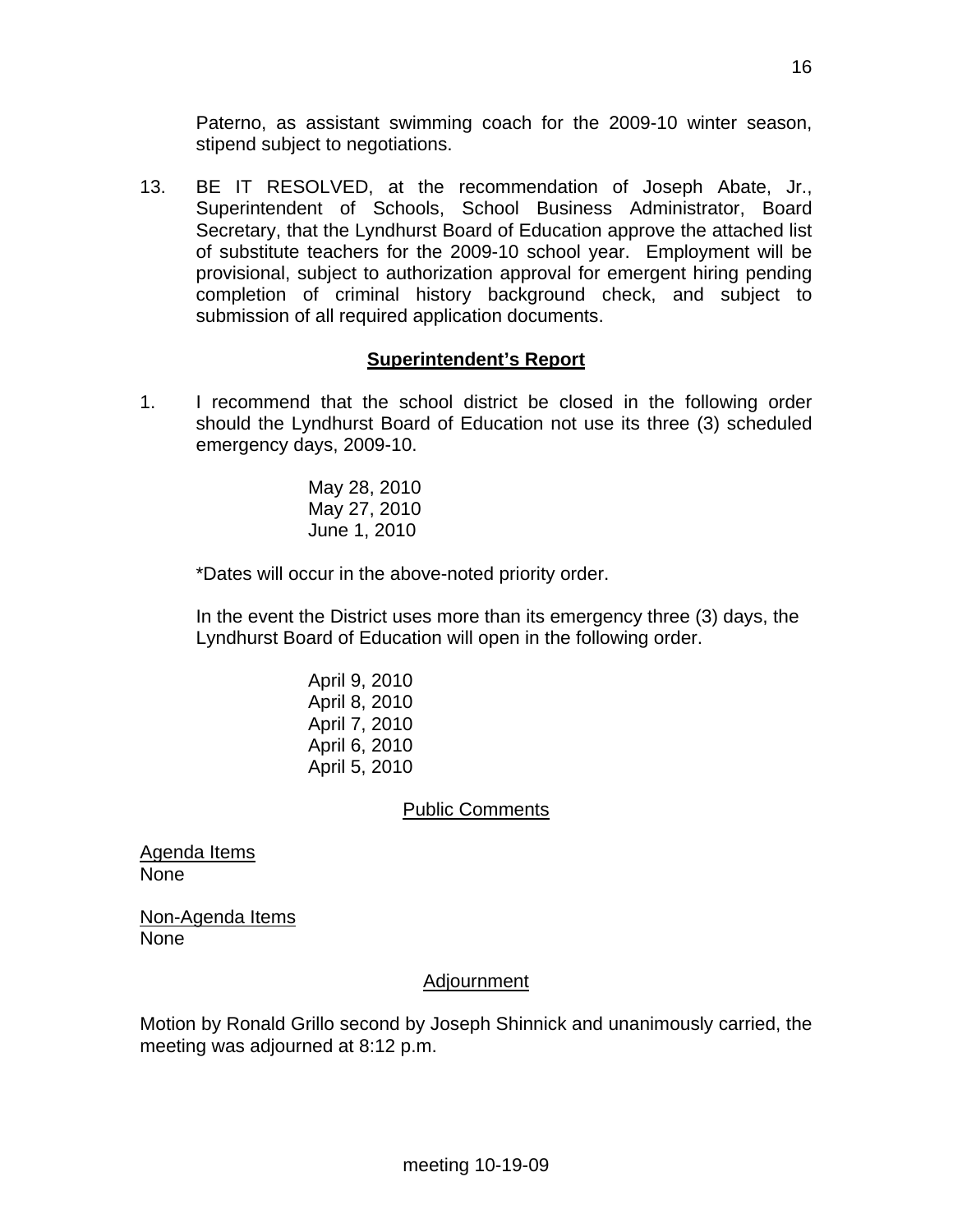Paterno, as assistant swimming coach for the 2009-10 winter season, stipend subject to negotiations.

13. BE IT RESOLVED, at the recommendation of Joseph Abate, Jr., Superintendent of Schools, School Business Administrator, Board Secretary, that the Lyndhurst Board of Education approve the attached list of substitute teachers for the 2009-10 school year. Employment will be provisional, subject to authorization approval for emergent hiring pending completion of criminal history background check, and subject to submission of all required application documents.

## Superintendent's Report

1. I recommend that the school district be closed in the following order should the Lyndhurst Board of Education not use its three (3) scheduled emergency days, 2009-10.

   May 28, 2010
   May 27, 2010
   June 1, 2010

   *Dates will occur in the above-noted priority order.

   In the event the District uses more than its emergency three (3) days, the Lyndhurst Board of Education will open in the following order.

   April 9, 2010
   April 8, 2010
   April 7, 2010
   April 6, 2010
   April 5, 2010

### Public Comments

Agenda Items
None

Non-Agenda Items
None

### Adjournment

Motion by Ronald Grillo second by Joseph Shinnick and unanimously carried, the meeting was adjourned at 8:12 p.m.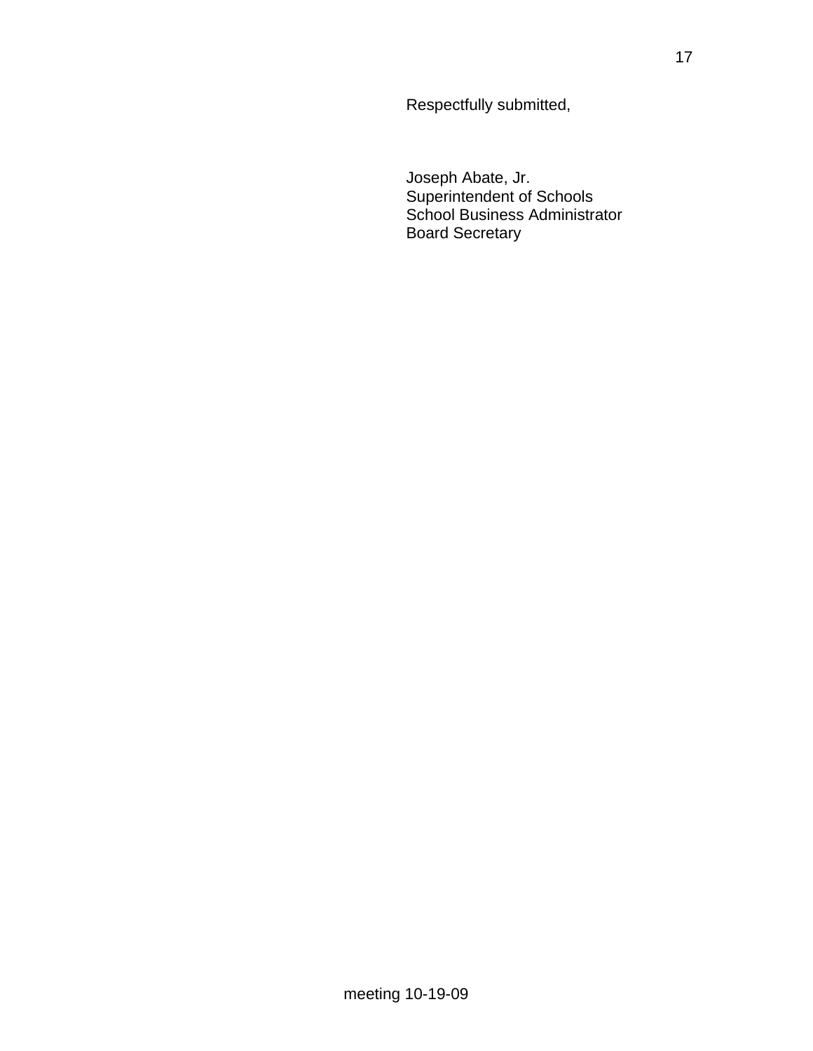Respectfully submitted,

Joseph Abate, Jr.
Superintendent of Schools
School Business Administrator
Board Secretary